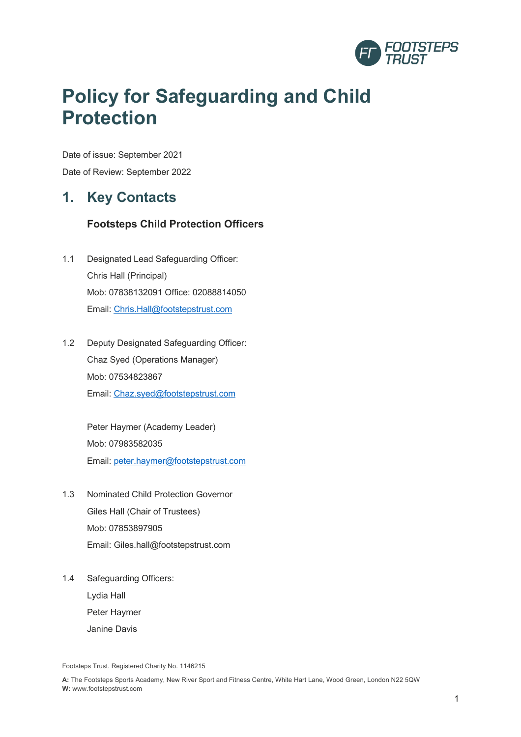# Policy for Safeguarding and Child Protection

Date of issue: September 2021

Date of Review: September 2022

## 1. Key Contacts

### Footsteps Child Protection Officers

1.1 Designated Lead Safeguarding Officer:

Chris Hall (Principal)

Mob: 07838132091 Office: 02088814050

Email: Chris.Hall@footstepstrust.com

1.2 Deputy Designated Safeguarding Officer:

Chaz Syed (Operations Manager)

Mob: 07534823867

Email: Chaz.syed@footstepstrust.com

Peter Haymer (Academy Leader)

Mob: 07983582035

Email: peter.haymer@footstepstrust.com

1.3 Nominated Child Protection Governor

Giles Hall (Chair of Trustees)

Mob: 07853897905

Email: Giles.hall@footstepstrust.com

1.4 Safeguarding Officers:

Lydia Hall

Peter Haymer

Janine Davis

Footsteps Trust. Registered Charity No. 1146215

**A:** The Footsteps Sports Academy, New River Sport and Fitness Centre, White Hart Lane, Wood Green, London N22 5QW
**W:** www.footstepstrust.com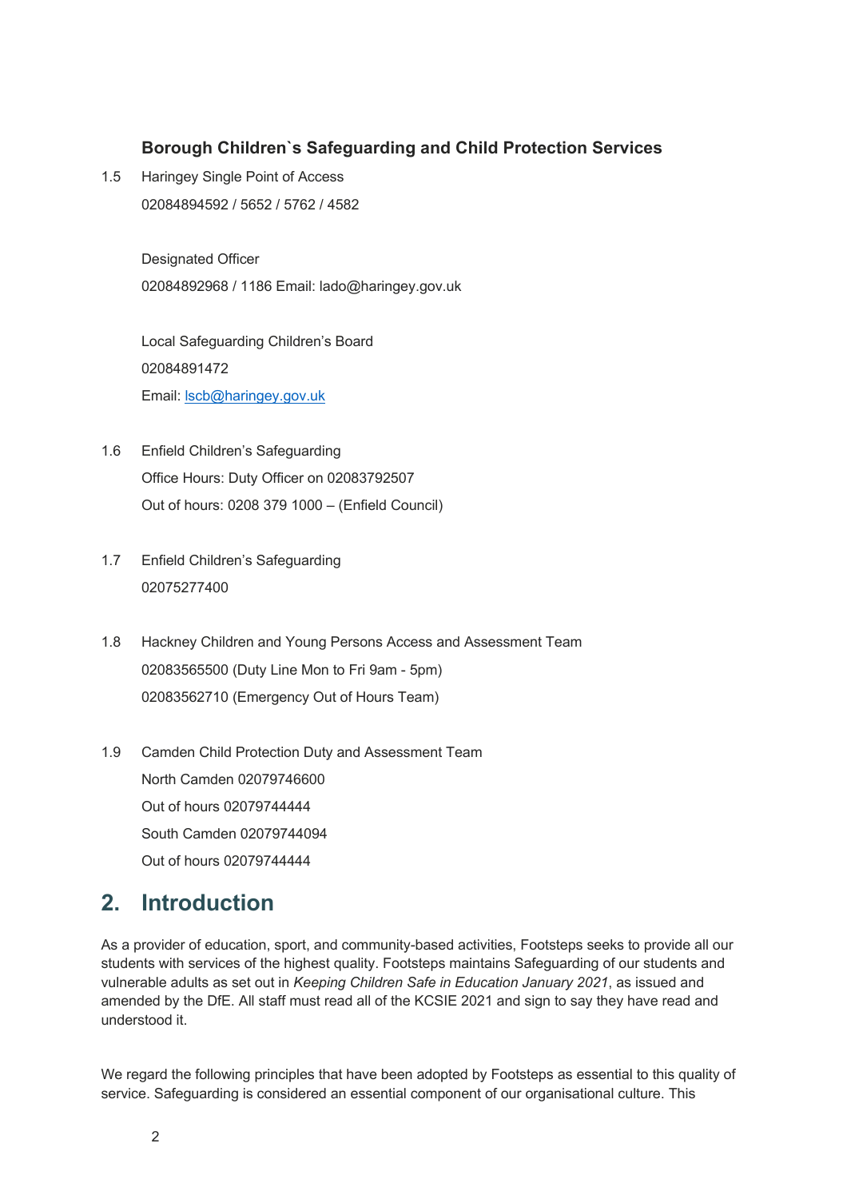### Borough Children`s Safeguarding and Child Protection Services

1.5 Haringey Single Point of Access
02084894592 / 5652 / 5762 / 4582

Designated Officer
02084892968 / 1186 Email: lado@haringey.gov.uk

Local Safeguarding Children's Board
02084891472
Email: lscb@haringey.gov.uk

1.6 Enfield Children's Safeguarding
Office Hours: Duty Officer on 02083792507
Out of hours: 0208 379 1000 – (Enfield Council)

1.7 Enfield Children's Safeguarding
02075277400

1.8 Hackney Children and Young Persons Access and Assessment Team
02083565500 (Duty Line Mon to Fri 9am - 5pm)
02083562710 (Emergency Out of Hours Team)

1.9 Camden Child Protection Duty and Assessment Team
North Camden 02079746600
Out of hours 02079744444
South Camden 02079744094
Out of hours 02079744444

## 2. Introduction

As a provider of education, sport, and community-based activities, Footsteps seeks to provide all our students with services of the highest quality. Footsteps maintains Safeguarding of our students and vulnerable adults as set out in *Keeping Children Safe in Education January 2021*, as issued and amended by the DfE. All staff must read all of the KCSIE 2021 and sign to say they have read and understood it.

We regard the following principles that have been adopted by Footsteps as essential to this quality of service. Safeguarding is considered an essential component of our organisational culture. This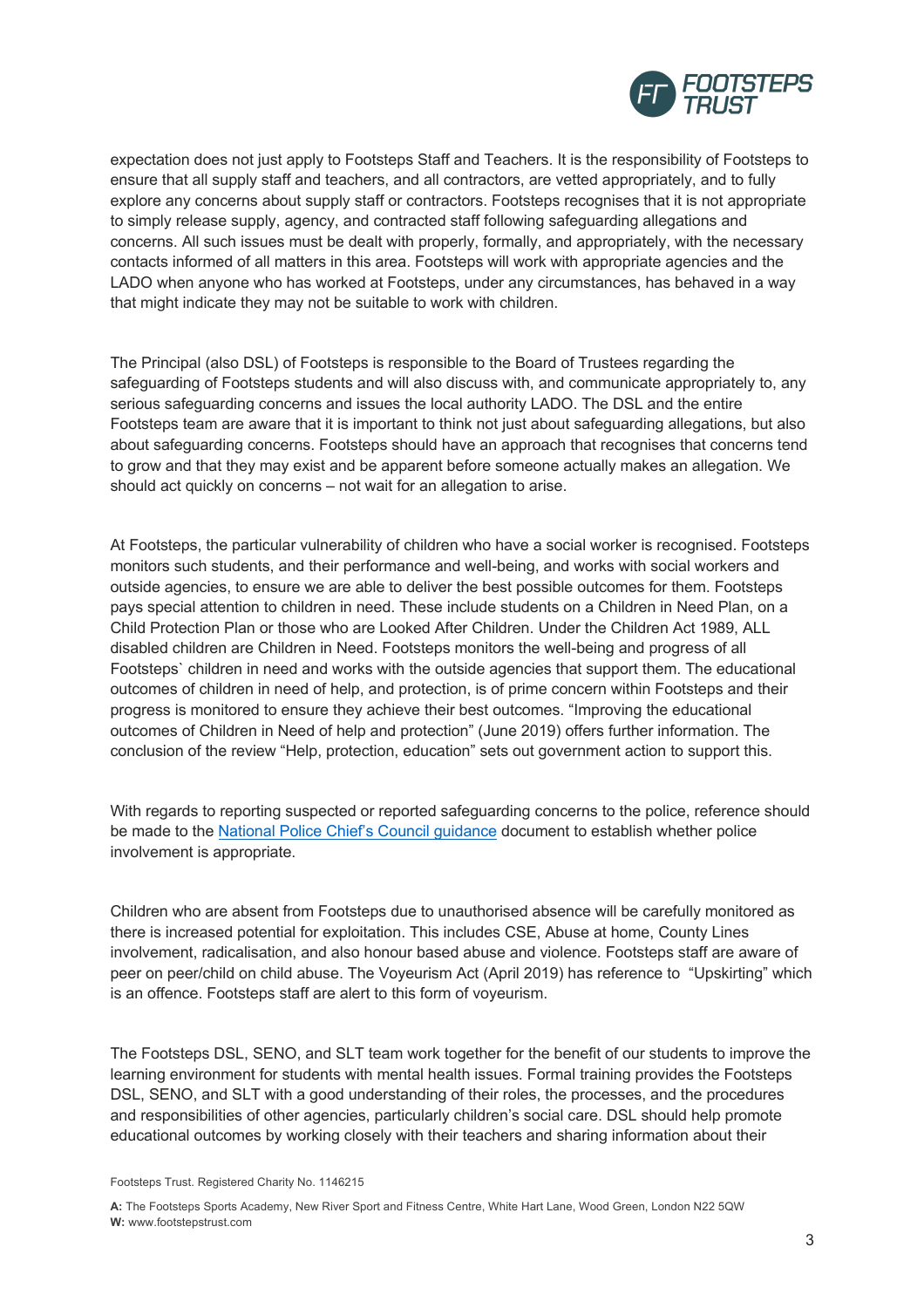expectation does not just apply to Footsteps Staff and Teachers. It is the responsibility of Footsteps to ensure that all supply staff and teachers, and all contractors, are vetted appropriately, and to fully explore any concerns about supply staff or contractors. Footsteps recognises that it is not appropriate to simply release supply, agency, and contracted staff following safeguarding allegations and concerns. All such issues must be dealt with properly, formally, and appropriately, with the necessary contacts informed of all matters in this area. Footsteps will work with appropriate agencies and the LADO when anyone who has worked at Footsteps, under any circumstances, has behaved in a way that might indicate they may not be suitable to work with children.

The Principal (also DSL) of Footsteps is responsible to the Board of Trustees regarding the safeguarding of Footsteps students and will also discuss with, and communicate appropriately to, any serious safeguarding concerns and issues the local authority LADO. The DSL and the entire Footsteps team are aware that it is important to think not just about safeguarding allegations, but also about safeguarding concerns. Footsteps should have an approach that recognises that concerns tend to grow and that they may exist and be apparent before someone actually makes an allegation. We should act quickly on concerns – not wait for an allegation to arise.

At Footsteps, the particular vulnerability of children who have a social worker is recognised. Footsteps monitors such students, and their performance and well-being, and works with social workers and outside agencies, to ensure we are able to deliver the best possible outcomes for them. Footsteps pays special attention to children in need. These include students on a Children in Need Plan, on a Child Protection Plan or those who are Looked After Children. Under the Children Act 1989, ALL disabled children are Children in Need. Footsteps monitors the well-being and progress of all Footsteps` children in need and works with the outside agencies that support them. The educational outcomes of children in need of help, and protection, is of prime concern within Footsteps and their progress is monitored to ensure they achieve their best outcomes. "Improving the educational outcomes of Children in Need of help and protection" (June 2019) offers further information. The conclusion of the review "Help, protection, education" sets out government action to support this.

With regards to reporting suspected or reported safeguarding concerns to the police, reference should be made to the National Police Chief's Council guidance document to establish whether police involvement is appropriate.

Children who are absent from Footsteps due to unauthorised absence will be carefully monitored as there is increased potential for exploitation. This includes CSE, Abuse at home, County Lines involvement, radicalisation, and also honour based abuse and violence. Footsteps staff are aware of peer on peer/child on child abuse. The Voyeurism Act (April 2019) has reference to "Upskirting" which is an offence. Footsteps staff are alert to this form of voyeurism.

The Footsteps DSL, SENO, and SLT team work together for the benefit of our students to improve the learning environment for students with mental health issues. Formal training provides the Footsteps DSL, SENO, and SLT with a good understanding of their roles, the processes, and the procedures and responsibilities of other agencies, particularly children's social care. DSL should help promote educational outcomes by working closely with their teachers and sharing information about their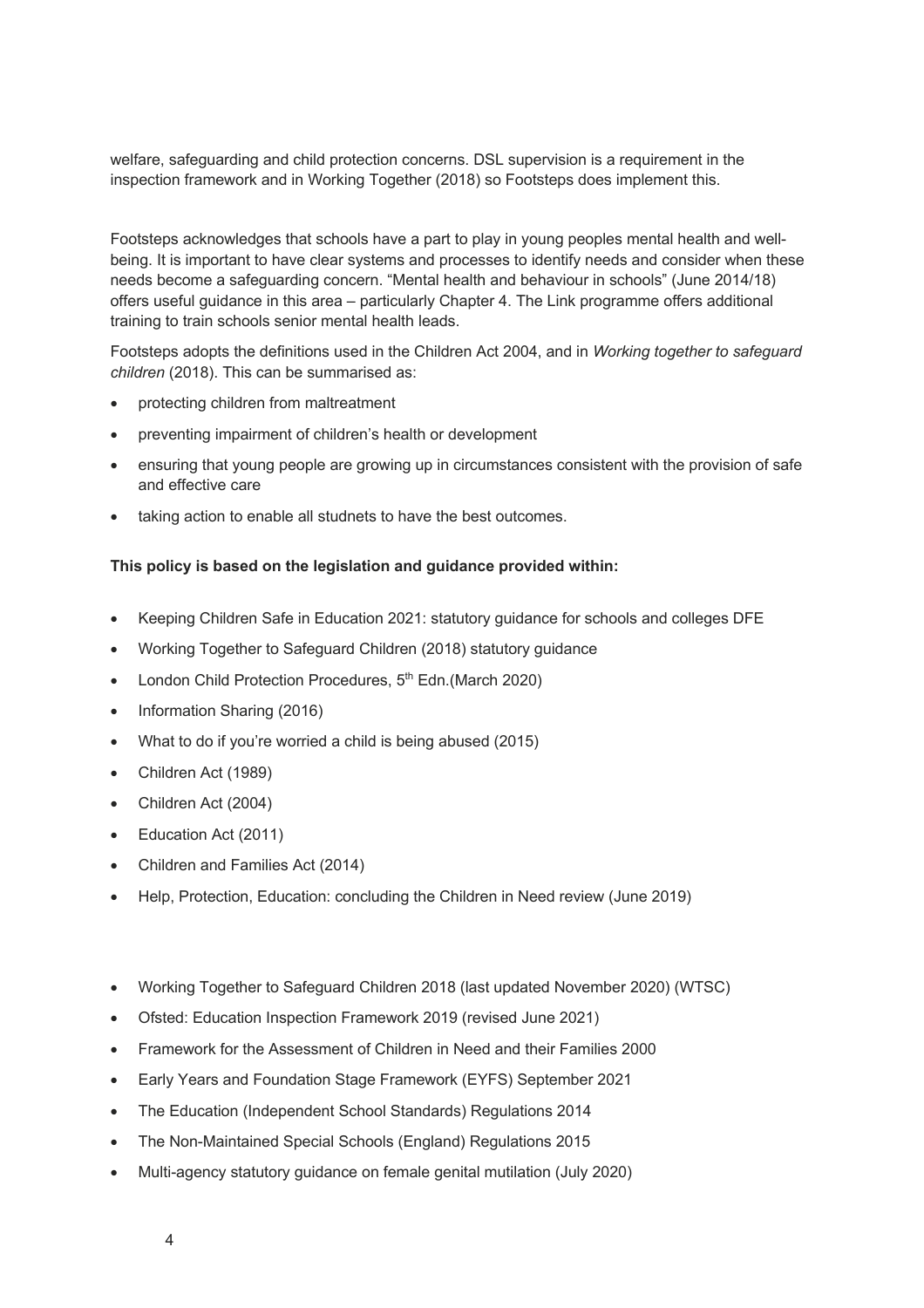welfare, safeguarding and child protection concerns. DSL supervision is a requirement in the inspection framework and in Working Together (2018) so Footsteps does implement this.

Footsteps acknowledges that schools have a part to play in young peoples mental health and well-being. It is important to have clear systems and processes to identify needs and consider when these needs become a safeguarding concern. "Mental health and behaviour in schools" (June 2014/18) offers useful guidance in this area – particularly Chapter 4. The Link programme offers additional training to train schools senior mental health leads.

Footsteps adopts the definitions used in the Children Act 2004, and in *Working together to safeguard children* (2018). This can be summarised as:

- protecting children from maltreatment
- preventing impairment of children's health or development
- ensuring that young people are growing up in circumstances consistent with the provision of safe and effective care
- taking action to enable all studnets to have the best outcomes.

**This policy is based on the legislation and guidance provided within:**

- Keeping Children Safe in Education 2021: statutory guidance for schools and colleges DFE
- Working Together to Safeguard Children (2018) statutory guidance
- London Child Protection Procedures, 5th Edn.(March 2020)
- Information Sharing (2016)
- What to do if you're worried a child is being abused (2015)
- Children Act (1989)
- Children Act (2004)
- Education Act (2011)
- Children and Families Act (2014)
- Help, Protection, Education: concluding the Children in Need review (June 2019)

- Working Together to Safeguard Children 2018 (last updated November 2020) (WTSC)
- Ofsted: Education Inspection Framework 2019 (revised June 2021)
- Framework for the Assessment of Children in Need and their Families 2000
- Early Years and Foundation Stage Framework (EYFS) September 2021
- The Education (Independent School Standards) Regulations 2014
- The Non-Maintained Special Schools (England) Regulations 2015
- Multi-agency statutory guidance on female genital mutilation (July 2020)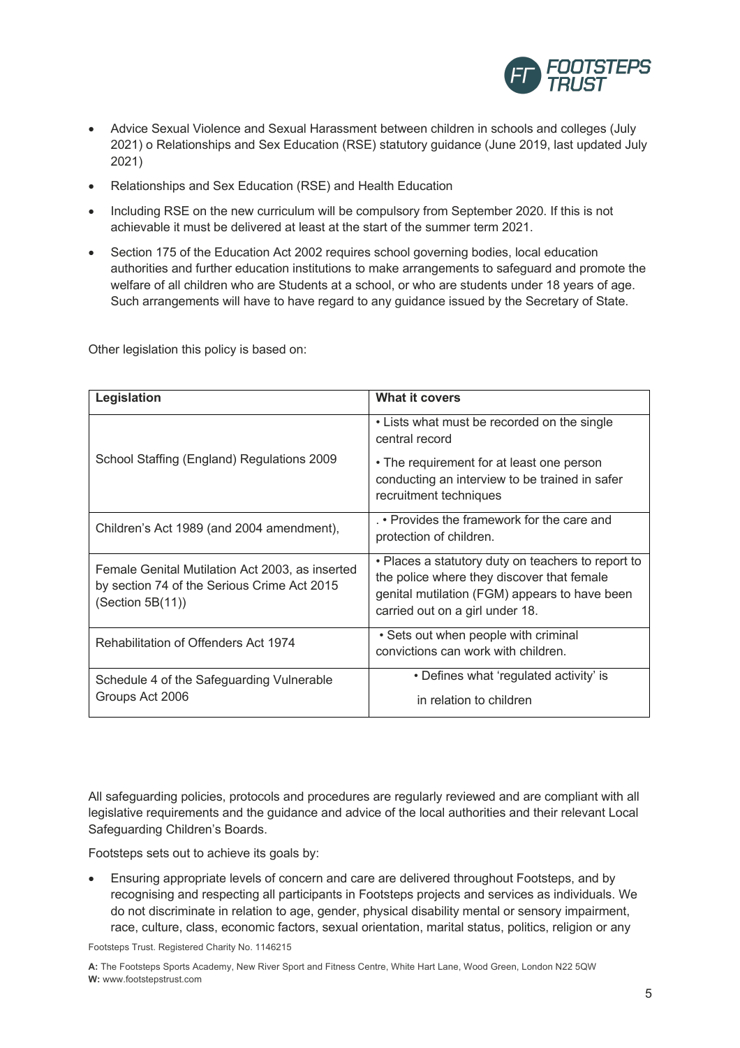- Advice Sexual Violence and Sexual Harassment between children in schools and colleges (July 2021) o Relationships and Sex Education (RSE) statutory guidance (June 2019, last updated July 2021)
- Relationships and Sex Education (RSE) and Health Education
- Including RSE on the new curriculum will be compulsory from September 2020. If this is not achievable it must be delivered at least at the start of the summer term 2021.
- Section 175 of the Education Act 2002 requires school governing bodies, local education authorities and further education institutions to make arrangements to safeguard and promote the welfare of all children who are Students at a school, or who are students under 18 years of age. Such arrangements will have to have regard to any guidance issued by the Secretary of State.

Other legislation this policy is based on:

| Legislation | What it covers |
|---|---|
| School Staffing (England) Regulations 2009 | • Lists what must be recorded on the single central record<br>• The requirement for at least one person conducting an interview to be trained in safer recruitment techniques |
| Children's Act 1989 (and 2004 amendment), | . • Provides the framework for the care and protection of children. |
| Female Genital Mutilation Act 2003, as inserted by section 74 of the Serious Crime Act 2015 (Section 5B(11)) | • Places a statutory duty on teachers to report to the police where they discover that female genital mutilation (FGM) appears to have been carried out on a girl under 18. |
| Rehabilitation of Offenders Act 1974 | • Sets out when people with criminal convictions can work with children. |
| Schedule 4 of the Safeguarding Vulnerable Groups Act 2006 | • Defines what 'regulated activity' is in relation to children |

All safeguarding policies, protocols and procedures are regularly reviewed and are compliant with all legislative requirements and the guidance and advice of the local authorities and their relevant Local Safeguarding Children's Boards.

Footsteps sets out to achieve its goals by:

- Ensuring appropriate levels of concern and care are delivered throughout Footsteps, and by recognising and respecting all participants in Footsteps projects and services as individuals. We do not discriminate in relation to age, gender, physical disability mental or sensory impairment, race, culture, class, economic factors, sexual orientation, marital status, politics, religion or any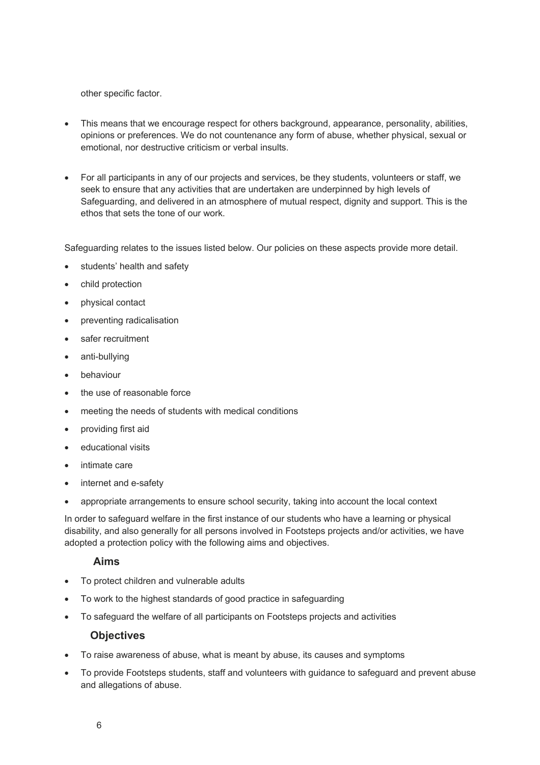other specific factor.

- This means that we encourage respect for others background, appearance, personality, abilities, opinions or preferences. We do not countenance any form of abuse, whether physical, sexual or emotional, nor destructive criticism or verbal insults.

- For all participants in any of our projects and services, be they students, volunteers or staff, we seek to ensure that any activities that are undertaken are underpinned by high levels of Safeguarding, and delivered in an atmosphere of mutual respect, dignity and support. This is the ethos that sets the tone of our work.

Safeguarding relates to the issues listed below. Our policies on these aspects provide more detail.

- students' health and safety
- child protection
- physical contact
- preventing radicalisation
- safer recruitment
- anti-bullying
- behaviour
- the use of reasonable force
- meeting the needs of students with medical conditions
- providing first aid
- educational visits
- intimate care
- internet and e-safety
- appropriate arrangements to ensure school security, taking into account the local context

In order to safeguard welfare in the first instance of our students who have a learning or physical disability, and also generally for all persons involved in Footsteps projects and/or activities, we have adopted a protection policy with the following aims and objectives.

### Aims

- To protect children and vulnerable adults
- To work to the highest standards of good practice in safeguarding
- To safeguard the welfare of all participants on Footsteps projects and activities

### Objectives

- To raise awareness of abuse, what is meant by abuse, its causes and symptoms
- To provide Footsteps students, staff and volunteers with guidance to safeguard and prevent abuse and allegations of abuse.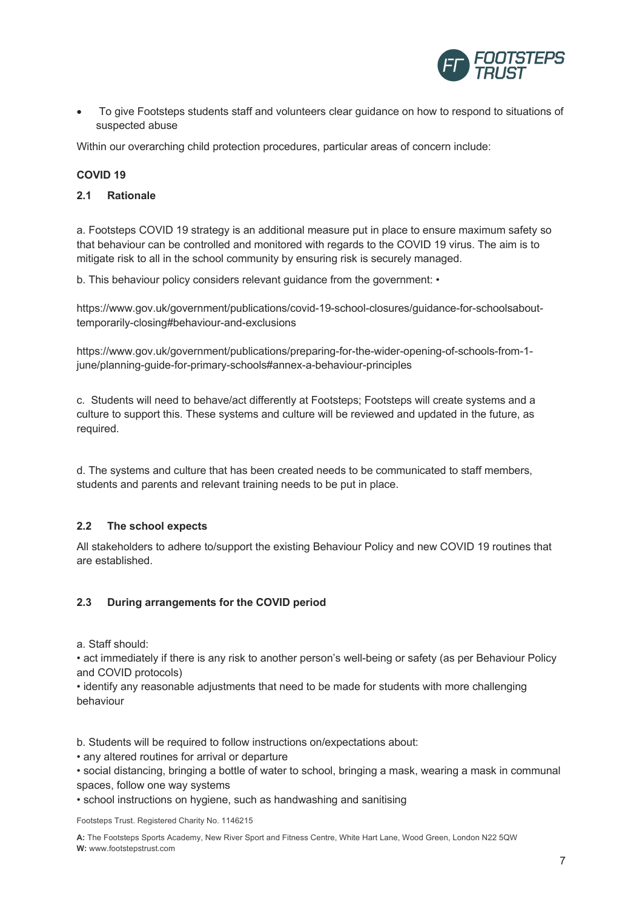- To give Footsteps students staff and volunteers clear guidance on how to respond to situations of suspected abuse

Within our overarching child protection procedures, particular areas of concern include:

**COVID 19**

**2.1 Rationale**

a. Footsteps COVID 19 strategy is an additional measure put in place to ensure maximum safety so that behaviour can be controlled and monitored with regards to the COVID 19 virus. The aim is to mitigate risk to all in the school community by ensuring risk is securely managed.

b. This behaviour policy considers relevant guidance from the government: •

https://www.gov.uk/government/publications/covid-19-school-closures/guidance-for-schoolsabout-temporarily-closing#behaviour-and-exclusions

https://www.gov.uk/government/publications/preparing-for-the-wider-opening-of-schools-from-1-june/planning-guide-for-primary-schools#annex-a-behaviour-principles

c. Students will need to behave/act differently at Footsteps; Footsteps will create systems and a culture to support this. These systems and culture will be reviewed and updated in the future, as required.

d. The systems and culture that has been created needs to be communicated to staff members, students and parents and relevant training needs to be put in place.

**2.2 The school expects**

All stakeholders to adhere to/support the existing Behaviour Policy and new COVID 19 routines that are established.

**2.3 During arrangements for the COVID period**

a. Staff should:
• act immediately if there is any risk to another person's well-being or safety (as per Behaviour Policy and COVID protocols)
• identify any reasonable adjustments that need to be made for students with more challenging behaviour

b. Students will be required to follow instructions on/expectations about:
• any altered routines for arrival or departure
• social distancing, bringing a bottle of water to school, bringing a mask, wearing a mask in communal spaces, follow one way systems
• school instructions on hygiene, such as handwashing and sanitising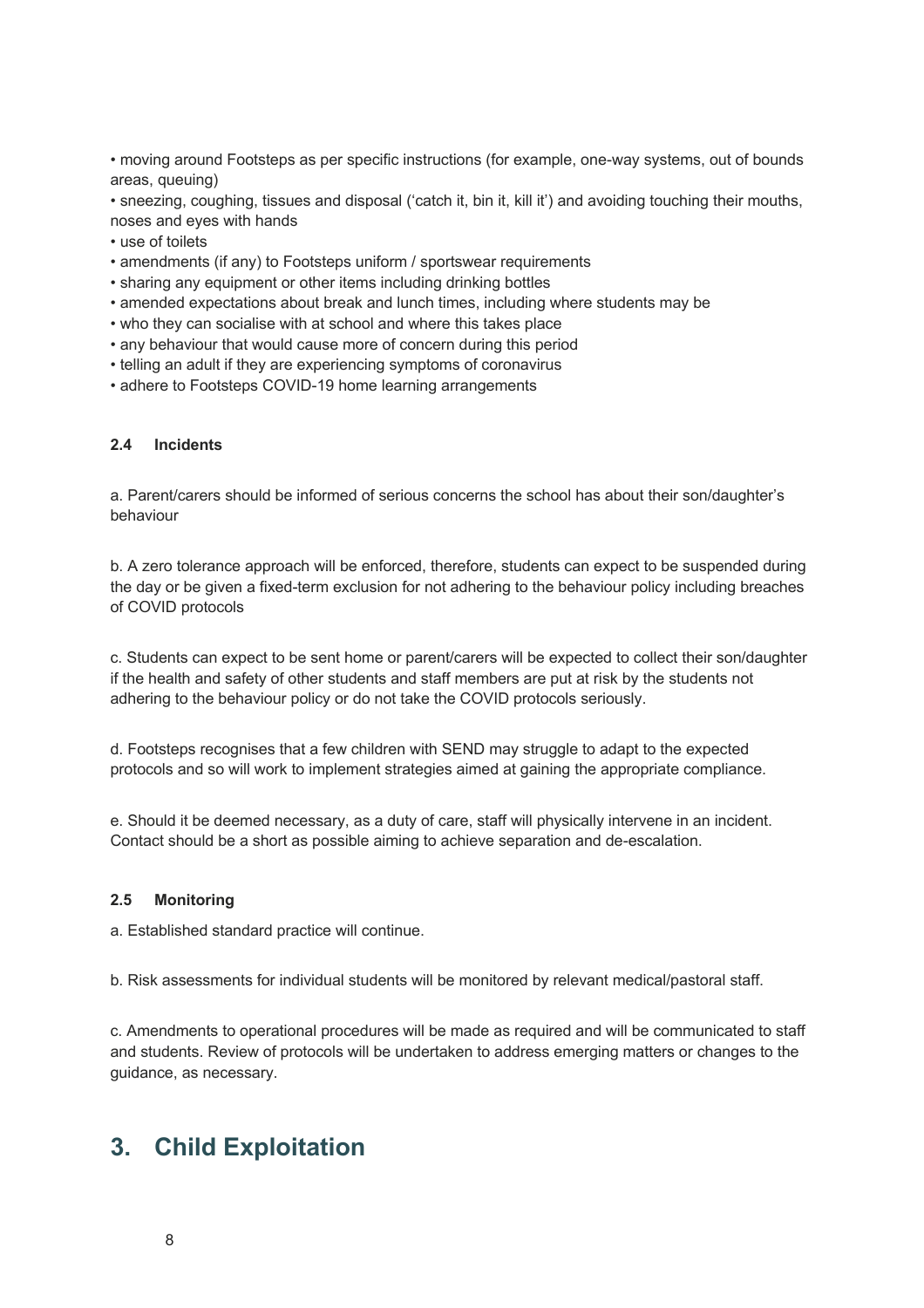- moving around Footsteps as per specific instructions (for example, one-way systems, out of bounds areas, queuing)
- sneezing, coughing, tissues and disposal ('catch it, bin it, kill it') and avoiding touching their mouths, noses and eyes with hands
- use of toilets
- amendments (if any) to Footsteps uniform / sportswear requirements
- sharing any equipment or other items including drinking bottles
- amended expectations about break and lunch times, including where students may be
- who they can socialise with at school and where this takes place
- any behaviour that would cause more of concern during this period
- telling an adult if they are experiencing symptoms of coronavirus
- adhere to Footsteps COVID-19 home learning arrangements

#### 2.4 Incidents

a. Parent/carers should be informed of serious concerns the school has about their son/daughter's behaviour

b. A zero tolerance approach will be enforced, therefore, students can expect to be suspended during the day or be given a fixed-term exclusion for not adhering to the behaviour policy including breaches of COVID protocols

c. Students can expect to be sent home or parent/carers will be expected to collect their son/daughter if the health and safety of other students and staff members are put at risk by the students not adhering to the behaviour policy or do not take the COVID protocols seriously.

d. Footsteps recognises that a few children with SEND may struggle to adapt to the expected protocols and so will work to implement strategies aimed at gaining the appropriate compliance.

e. Should it be deemed necessary, as a duty of care, staff will physically intervene in an incident. Contact should be a short as possible aiming to achieve separation and de-escalation.

#### 2.5 Monitoring

a. Established standard practice will continue.

b. Risk assessments for individual students will be monitored by relevant medical/pastoral staff.

c. Amendments to operational procedures will be made as required and will be communicated to staff and students. Review of protocols will be undertaken to address emerging matters or changes to the guidance, as necessary.

## 3. Child Exploitation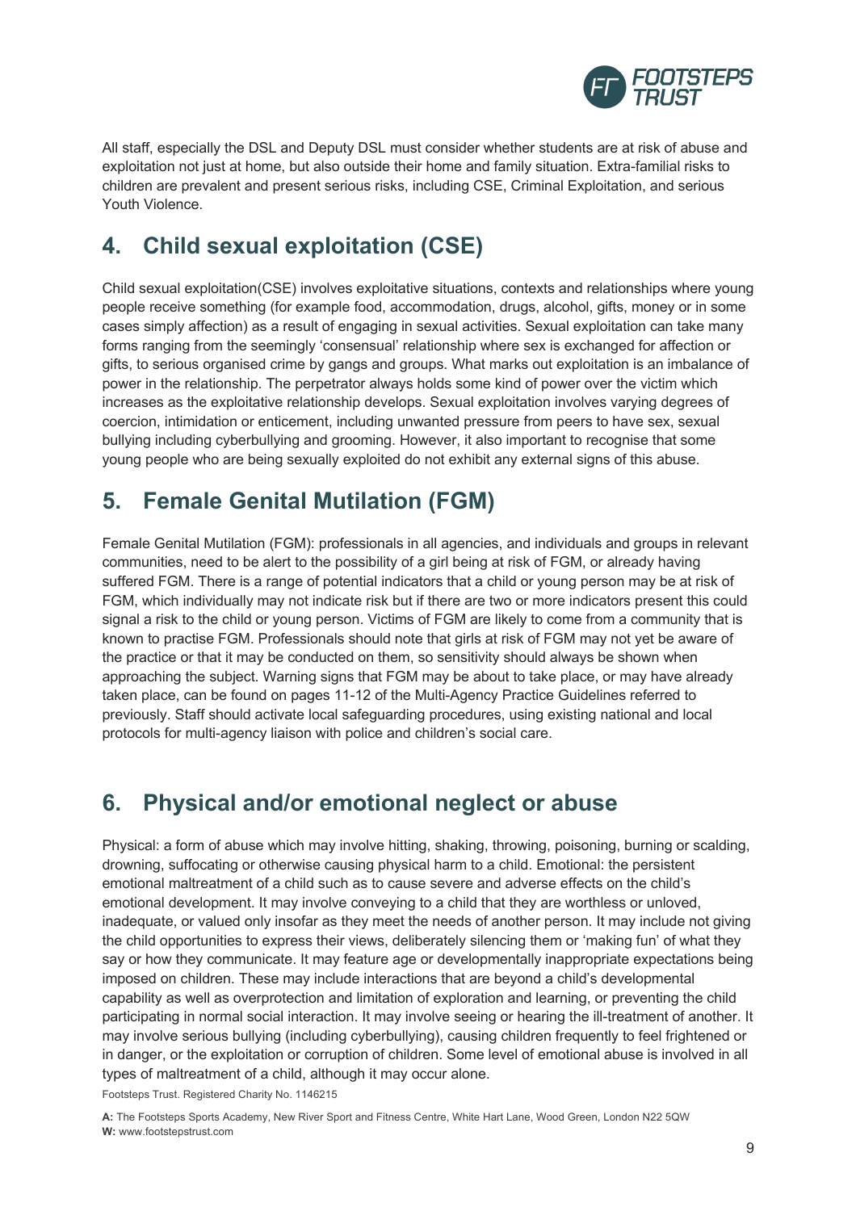All staff, especially the DSL and Deputy DSL must consider whether students are at risk of abuse and exploitation not just at home, but also outside their home and family situation. Extra-familial risks to children are prevalent and present serious risks, including CSE, Criminal Exploitation, and serious Youth Violence.

## 4. Child sexual exploitation (CSE)

Child sexual exploitation(CSE) involves exploitative situations, contexts and relationships where young people receive something (for example food, accommodation, drugs, alcohol, gifts, money or in some cases simply affection) as a result of engaging in sexual activities. Sexual exploitation can take many forms ranging from the seemingly 'consensual' relationship where sex is exchanged for affection or gifts, to serious organised crime by gangs and groups. What marks out exploitation is an imbalance of power in the relationship. The perpetrator always holds some kind of power over the victim which increases as the exploitative relationship develops. Sexual exploitation involves varying degrees of coercion, intimidation or enticement, including unwanted pressure from peers to have sex, sexual bullying including cyberbullying and grooming. However, it also important to recognise that some young people who are being sexually exploited do not exhibit any external signs of this abuse.

## 5. Female Genital Mutilation (FGM)

Female Genital Mutilation (FGM): professionals in all agencies, and individuals and groups in relevant communities, need to be alert to the possibility of a girl being at risk of FGM, or already having suffered FGM. There is a range of potential indicators that a child or young person may be at risk of FGM, which individually may not indicate risk but if there are two or more indicators present this could signal a risk to the child or young person. Victims of FGM are likely to come from a community that is known to practise FGM. Professionals should note that girls at risk of FGM may not yet be aware of the practice or that it may be conducted on them, so sensitivity should always be shown when approaching the subject. Warning signs that FGM may be about to take place, or may have already taken place, can be found on pages 11-12 of the Multi-Agency Practice Guidelines referred to previously. Staff should activate local safeguarding procedures, using existing national and local protocols for multi-agency liaison with police and children's social care.

## 6. Physical and/or emotional neglect or abuse

Physical: a form of abuse which may involve hitting, shaking, throwing, poisoning, burning or scalding, drowning, suffocating or otherwise causing physical harm to a child. Emotional: the persistent emotional maltreatment of a child such as to cause severe and adverse effects on the child's emotional development. It may involve conveying to a child that they are worthless or unloved, inadequate, or valued only insofar as they meet the needs of another person. It may include not giving the child opportunities to express their views, deliberately silencing them or 'making fun' of what they say or how they communicate. It may feature age or developmentally inappropriate expectations being imposed on children. These may include interactions that are beyond a child's developmental capability as well as overprotection and limitation of exploration and learning, or preventing the child participating in normal social interaction. It may involve seeing or hearing the ill-treatment of another. It may involve serious bullying (including cyberbullying), causing children frequently to feel frightened or in danger, or the exploitation or corruption of children. Some level of emotional abuse is involved in all types of maltreatment of a child, although it may occur alone.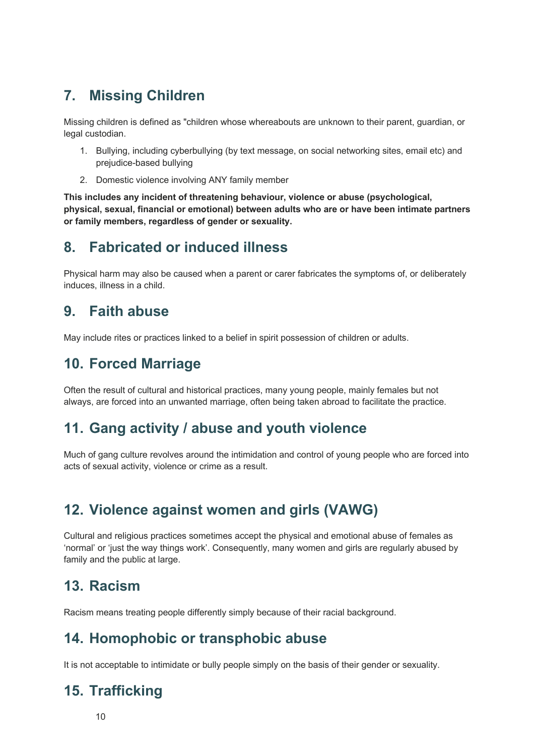## 7. Missing Children

Missing children is defined as "children whose whereabouts are unknown to their parent, guardian, or legal custodian.

1. Bullying, including cyberbullying (by text message, on social networking sites, email etc) and prejudice-based bullying
2. Domestic violence involving ANY family member

**This includes any incident of threatening behaviour, violence or abuse (psychological, physical, sexual, financial or emotional) between adults who are or have been intimate partners or family members, regardless of gender or sexuality.**

## 8. Fabricated or induced illness

Physical harm may also be caused when a parent or carer fabricates the symptoms of, or deliberately induces, illness in a child.

## 9. Faith abuse

May include rites or practices linked to a belief in spirit possession of children or adults.

## 10. Forced Marriage

Often the result of cultural and historical practices, many young people, mainly females but not always, are forced into an unwanted marriage, often being taken abroad to facilitate the practice.

## 11. Gang activity / abuse and youth violence

Much of gang culture revolves around the intimidation and control of young people who are forced into acts of sexual activity, violence or crime as a result.

## 12. Violence against women and girls (VAWG)

Cultural and religious practices sometimes accept the physical and emotional abuse of females as 'normal' or 'just the way things work'. Consequently, many women and girls are regularly abused by family and the public at large.

## 13. Racism

Racism means treating people differently simply because of their racial background.

## 14. Homophobic or transphobic abuse

It is not acceptable to intimidate or bully people simply on the basis of their gender or sexuality.

## 15. Trafficking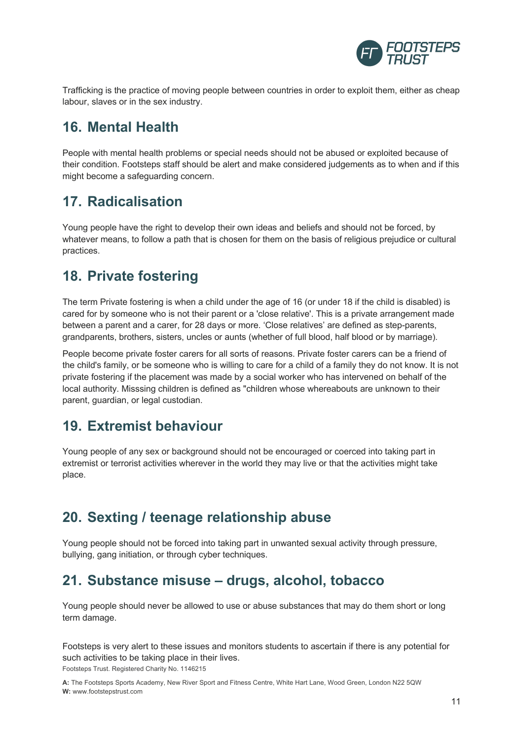Trafficking is the practice of moving people between countries in order to exploit them, either as cheap labour, slaves or in the sex industry.

## 16. Mental Health

People with mental health problems or special needs should not be abused or exploited because of their condition. Footsteps staff should be alert and make considered judgements as to when and if this might become a safeguarding concern.

## 17. Radicalisation

Young people have the right to develop their own ideas and beliefs and should not be forced, by whatever means, to follow a path that is chosen for them on the basis of religious prejudice or cultural practices.

## 18. Private fostering

The term Private fostering is when a child under the age of 16 (or under 18 if the child is disabled) is cared for by someone who is not their parent or a 'close relative'. This is a private arrangement made between a parent and a carer, for 28 days or more. 'Close relatives' are defined as step-parents, grandparents, brothers, sisters, uncles or aunts (whether of full blood, half blood or by marriage).

People become private foster carers for all sorts of reasons. Private foster carers can be a friend of the child's family, or be someone who is willing to care for a child of a family they do not know. It is not private fostering if the placement was made by a social worker who has intervened on behalf of the local authority. Misssing children is defined as "children whose whereabouts are unknown to their parent, guardian, or legal custodian.

## 19. Extremist behaviour

Young people of any sex or background should not be encouraged or coerced into taking part in extremist or terrorist activities wherever in the world they may live or that the activities might take place.

## 20. Sexting / teenage relationship abuse

Young people should not be forced into taking part in unwanted sexual activity through pressure, bullying, gang initiation, or through cyber techniques.

## 21. Substance misuse – drugs, alcohol, tobacco

Young people should never be allowed to use or abuse substances that may do them short or long term damage.

Footsteps is very alert to these issues and monitors students to ascertain if there is any potential for such activities to be taking place in their lives.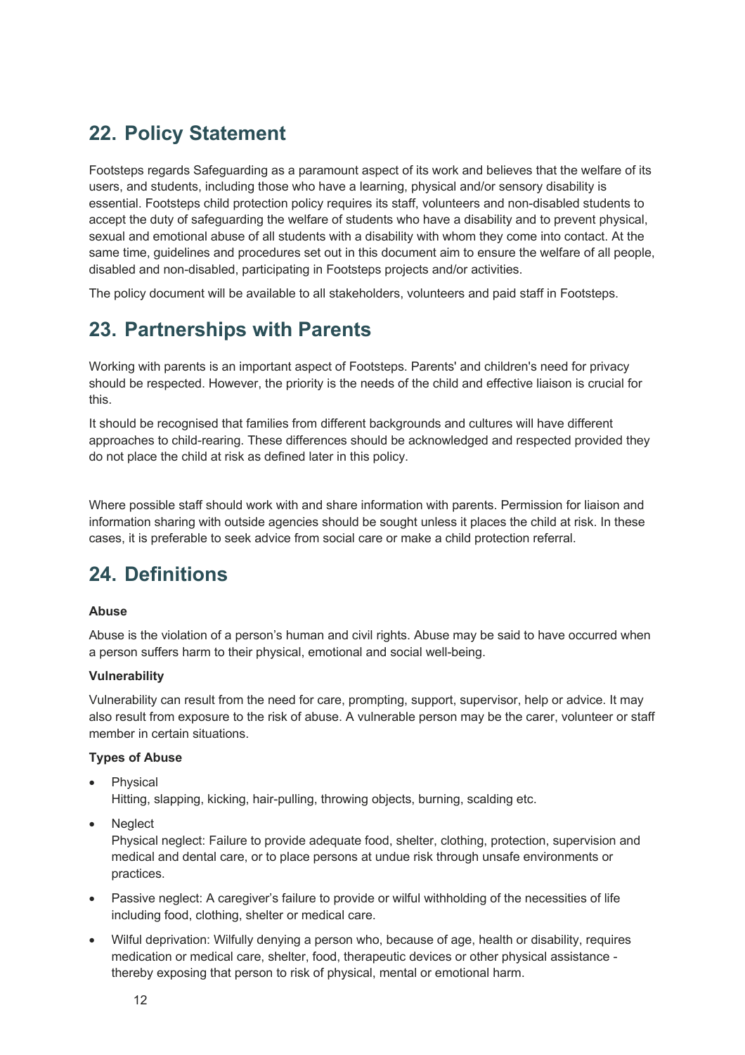## 22. Policy Statement

Footsteps regards Safeguarding as a paramount aspect of its work and believes that the welfare of its users, and students, including those who have a learning, physical and/or sensory disability is essential. Footsteps child protection policy requires its staff, volunteers and non-disabled students to accept the duty of safeguarding the welfare of students who have a disability and to prevent physical, sexual and emotional abuse of all students with a disability with whom they come into contact. At the same time, guidelines and procedures set out in this document aim to ensure the welfare of all people, disabled and non-disabled, participating in Footsteps projects and/or activities.

The policy document will be available to all stakeholders, volunteers and paid staff in Footsteps.

## 23. Partnerships with Parents

Working with parents is an important aspect of Footsteps. Parents' and children's need for privacy should be respected. However, the priority is the needs of the child and effective liaison is crucial for this.

It should be recognised that families from different backgrounds and cultures will have different approaches to child-rearing. These differences should be acknowledged and respected provided they do not place the child at risk as defined later in this policy.

Where possible staff should work with and share information with parents. Permission for liaison and information sharing with outside agencies should be sought unless it places the child at risk. In these cases, it is preferable to seek advice from social care or make a child protection referral.

## 24. Definitions

**Abuse**

Abuse is the violation of a person's human and civil rights. Abuse may be said to have occurred when a person suffers harm to their physical, emotional and social well-being.

**Vulnerability**

Vulnerability can result from the need for care, prompting, support, supervisor, help or advice. It may also result from exposure to the risk of abuse. A vulnerable person may be the carer, volunteer or staff member in certain situations.

**Types of Abuse**

- Physical
  Hitting, slapping, kicking, hair-pulling, throwing objects, burning, scalding etc.
- Neglect
  Physical neglect: Failure to provide adequate food, shelter, clothing, protection, supervision and medical and dental care, or to place persons at undue risk through unsafe environments or practices.
- Passive neglect: A caregiver's failure to provide or wilful withholding of the necessities of life including food, clothing, shelter or medical care.
- Wilful deprivation: Wilfully denying a person who, because of age, health or disability, requires medication or medical care, shelter, food, therapeutic devices or other physical assistance - thereby exposing that person to risk of physical, mental or emotional harm.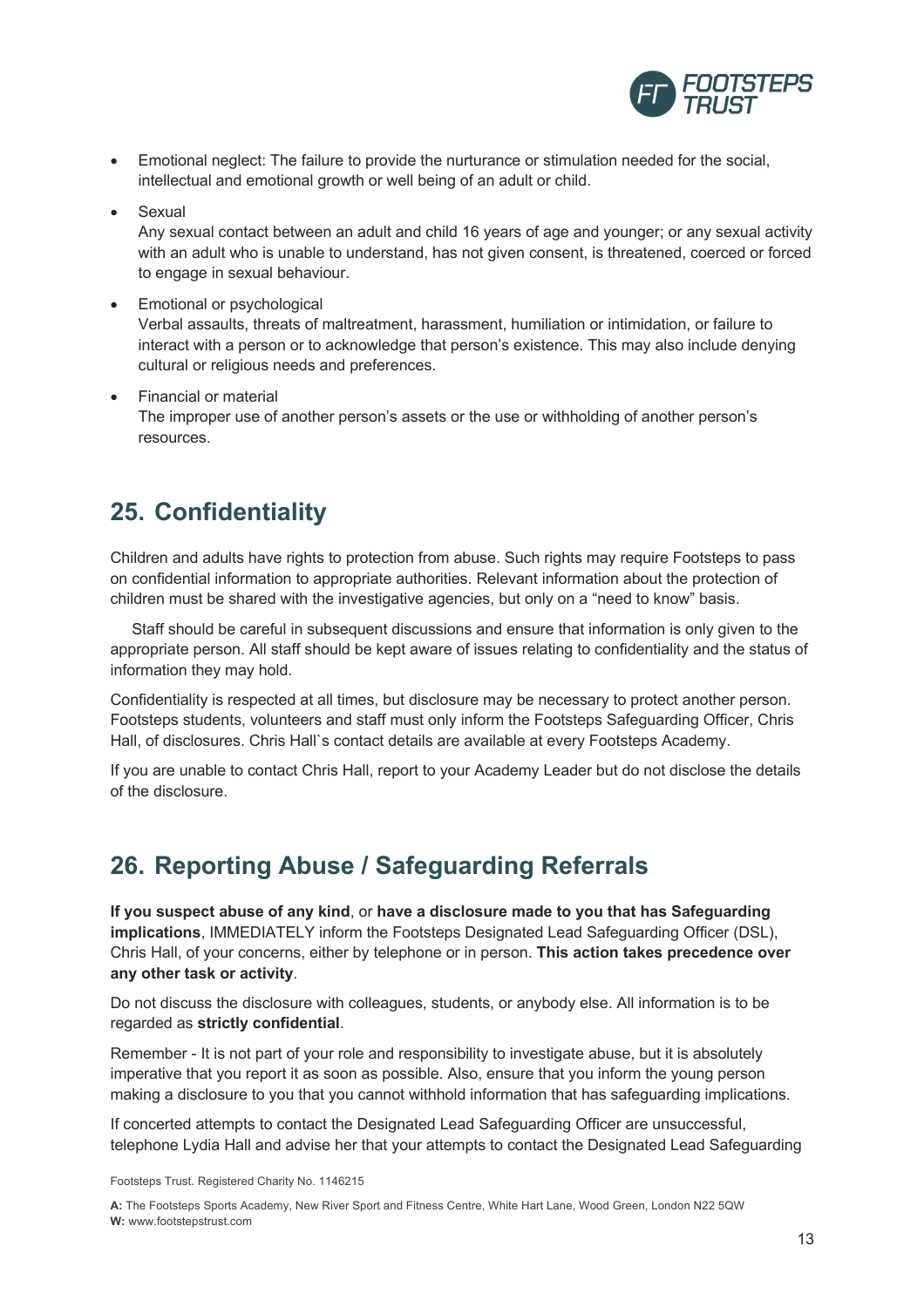- Emotional neglect: The failure to provide the nurturance or stimulation needed for the social, intellectual and emotional growth or well being of an adult or child.
- Sexual
  Any sexual contact between an adult and child 16 years of age and younger; or any sexual activity with an adult who is unable to understand, has not given consent, is threatened, coerced or forced to engage in sexual behaviour.
- Emotional or psychological
  Verbal assaults, threats of maltreatment, harassment, humiliation or intimidation, or failure to interact with a person or to acknowledge that person's existence. This may also include denying cultural or religious needs and preferences.
- Financial or material
  The improper use of another person's assets or the use or withholding of another person's resources.

## 25. Confidentiality

Children and adults have rights to protection from abuse. Such rights may require Footsteps to pass on confidential information to appropriate authorities. Relevant information about the protection of children must be shared with the investigative agencies, but only on a "need to know" basis.

Staff should be careful in subsequent discussions and ensure that information is only given to the appropriate person. All staff should be kept aware of issues relating to confidentiality and the status of information they may hold.

Confidentiality is respected at all times, but disclosure may be necessary to protect another person. Footsteps students, volunteers and staff must only inform the Footsteps Safeguarding Officer, Chris Hall, of disclosures. Chris Hall`s contact details are available at every Footsteps Academy.

If you are unable to contact Chris Hall, report to your Academy Leader but do not disclose the details of the disclosure.

## 26. Reporting Abuse / Safeguarding Referrals

**If you suspect abuse of any kind**, or **have a disclosure made to you that has Safeguarding implications**, IMMEDIATELY inform the Footsteps Designated Lead Safeguarding Officer (DSL), Chris Hall, of your concerns, either by telephone or in person. **This action takes precedence over any other task or activity**.

Do not discuss the disclosure with colleagues, students, or anybody else. All information is to be regarded as **strictly confidential**.

Remember - It is not part of your role and responsibility to investigate abuse, but it is absolutely imperative that you report it as soon as possible. Also, ensure that you inform the young person making a disclosure to you that you cannot withhold information that has safeguarding implications.

If concerted attempts to contact the Designated Lead Safeguarding Officer are unsuccessful, telephone Lydia Hall and advise her that your attempts to contact the Designated Lead Safeguarding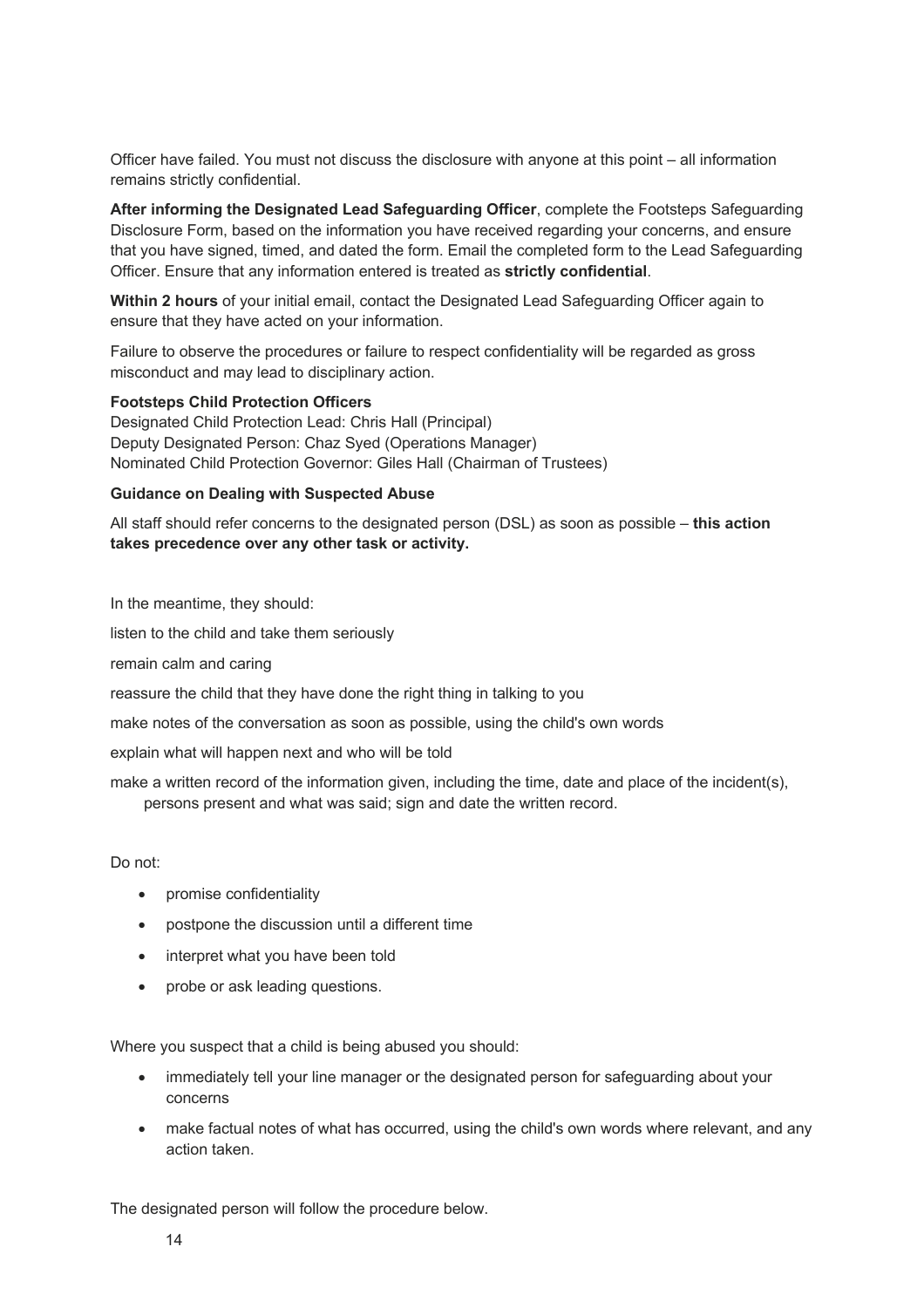Officer have failed. You must not discuss the disclosure with anyone at this point – all information remains strictly confidential.

**After informing the Designated Lead Safeguarding Officer**, complete the Footsteps Safeguarding Disclosure Form, based on the information you have received regarding your concerns, and ensure that you have signed, timed, and dated the form. Email the completed form to the Lead Safeguarding Officer. Ensure that any information entered is treated as **strictly confidential**.

**Within 2 hours** of your initial email, contact the Designated Lead Safeguarding Officer again to ensure that they have acted on your information.

Failure to observe the procedures or failure to respect confidentiality will be regarded as gross misconduct and may lead to disciplinary action.

**Footsteps Child Protection Officers**
Designated Child Protection Lead: Chris Hall (Principal)
Deputy Designated Person: Chaz Syed (Operations Manager)
Nominated Child Protection Governor: Giles Hall (Chairman of Trustees)

**Guidance on Dealing with Suspected Abuse**

All staff should refer concerns to the designated person (DSL) as soon as possible – **this action takes precedence over any other task or activity.**

In the meantime, they should:

listen to the child and take them seriously

remain calm and caring

reassure the child that they have done the right thing in talking to you

make notes of the conversation as soon as possible, using the child's own words

explain what will happen next and who will be told

make a written record of the information given, including the time, date and place of the incident(s), persons present and what was said; sign and date the written record.

Do not:

- promise confidentiality
- postpone the discussion until a different time
- interpret what you have been told
- probe or ask leading questions.

Where you suspect that a child is being abused you should:

- immediately tell your line manager or the designated person for safeguarding about your concerns
- make factual notes of what has occurred, using the child's own words where relevant, and any action taken.

The designated person will follow the procedure below.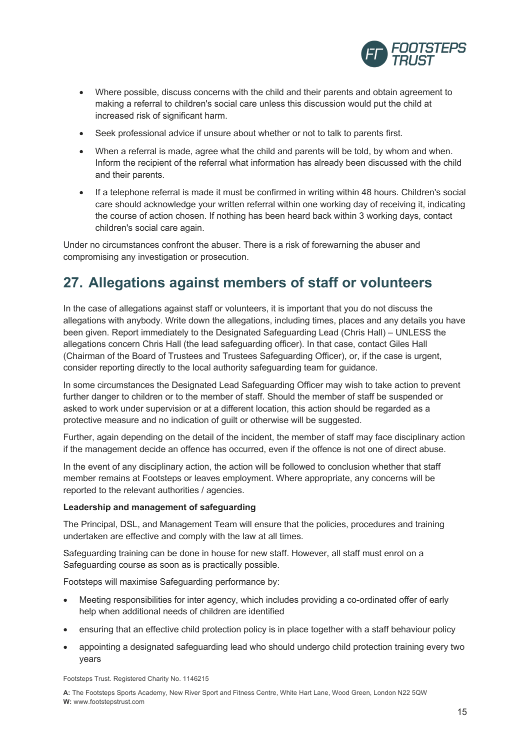- Where possible, discuss concerns with the child and their parents and obtain agreement to making a referral to children's social care unless this discussion would put the child at increased risk of significant harm.
- Seek professional advice if unsure about whether or not to talk to parents first.
- When a referral is made, agree what the child and parents will be told, by whom and when. Inform the recipient of the referral what information has already been discussed with the child and their parents.
- If a telephone referral is made it must be confirmed in writing within 48 hours. Children's social care should acknowledge your written referral within one working day of receiving it, indicating the course of action chosen. If nothing has been heard back within 3 working days, contact children's social care again.

Under no circumstances confront the abuser. There is a risk of forewarning the abuser and compromising any investigation or prosecution.

## 27. Allegations against members of staff or volunteers

In the case of allegations against staff or volunteers, it is important that you do not discuss the allegations with anybody. Write down the allegations, including times, places and any details you have been given. Report immediately to the Designated Safeguarding Lead (Chris Hall) – UNLESS the allegations concern Chris Hall (the lead safeguarding officer). In that case, contact Giles Hall (Chairman of the Board of Trustees and Trustees Safeguarding Officer), or, if the case is urgent, consider reporting directly to the local authority safeguarding team for guidance.

In some circumstances the Designated Lead Safeguarding Officer may wish to take action to prevent further danger to children or to the member of staff. Should the member of staff be suspended or asked to work under supervision or at a different location, this action should be regarded as a protective measure and no indication of guilt or otherwise will be suggested.

Further, again depending on the detail of the incident, the member of staff may face disciplinary action if the management decide an offence has occurred, even if the offence is not one of direct abuse.

In the event of any disciplinary action, the action will be followed to conclusion whether that staff member remains at Footsteps or leaves employment. Where appropriate, any concerns will be reported to the relevant authorities / agencies.

**Leadership and management of safeguarding**

The Principal, DSL, and Management Team will ensure that the policies, procedures and training undertaken are effective and comply with the law at all times.

Safeguarding training can be done in house for new staff. However, all staff must enrol on a Safeguarding course as soon as is practically possible.

Footsteps will maximise Safeguarding performance by:

- Meeting responsibilities for inter agency, which includes providing a co-ordinated offer of early help when additional needs of children are identified
- ensuring that an effective child protection policy is in place together with a staff behaviour policy
- appointing a designated safeguarding lead who should undergo child protection training every two years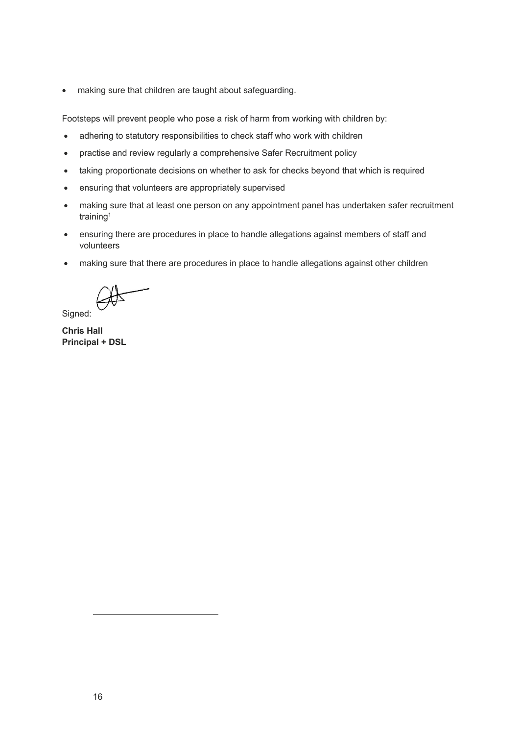- making sure that children are taught about safeguarding.

Footsteps will prevent people who pose a risk of harm from working with children by:

- adhering to statutory responsibilities to check staff who work with children
- practise and review regularly a comprehensive Safer Recruitment policy
- taking proportionate decisions on whether to ask for checks beyond that which is required
- ensuring that volunteers are appropriately supervised
- making sure that at least one person on any appointment panel has undertaken safer recruitment training[1]
- ensuring there are procedures in place to handle allegations against members of staff and volunteers
- making sure that there are procedures in place to handle allegations against other children

Signed:

**Chris Hall**
**Principal + DSL**